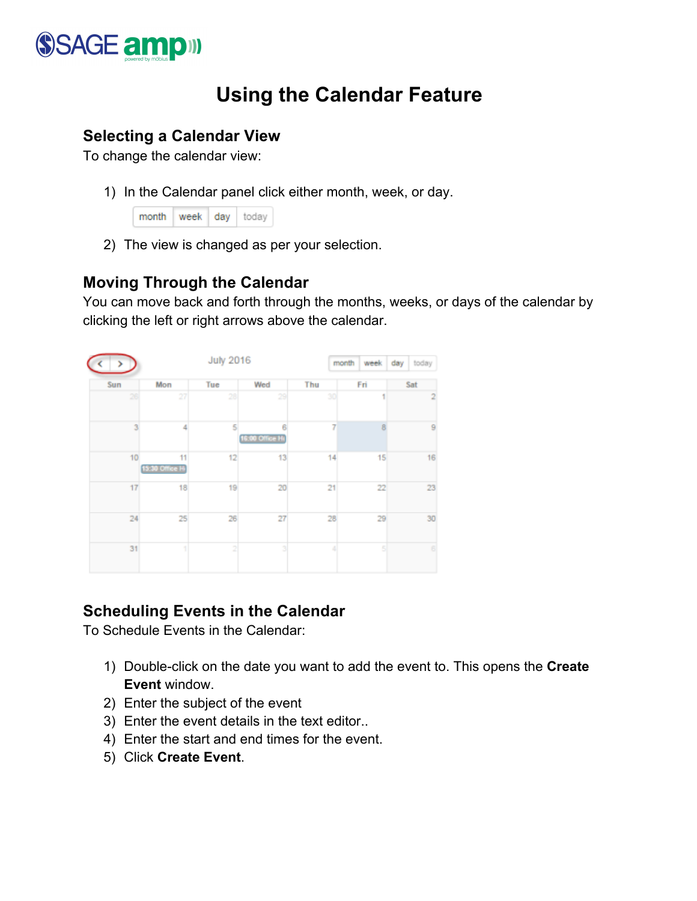# Using the Calendar Feature

## Selecting a Calendar View

To change the calendar view:

1) In the Calendar panel click either month, week, or day.
2) The view is changed as per your selection.

## Moving Through the Calendar

You can move back and forth through the months, weeks, or days of the calendar by clicking the left or right arrows above the calendar.

## Scheduling Events in the Calendar

To Schedule Events in the Calendar:

1) Double-click on the date you want to add the event to. This opens the **Create Event** window.
2) Enter the subject of the event
3) Enter the event details in the text editor..
4) Enter the start and end times for the event.
5) Click **Create Event**.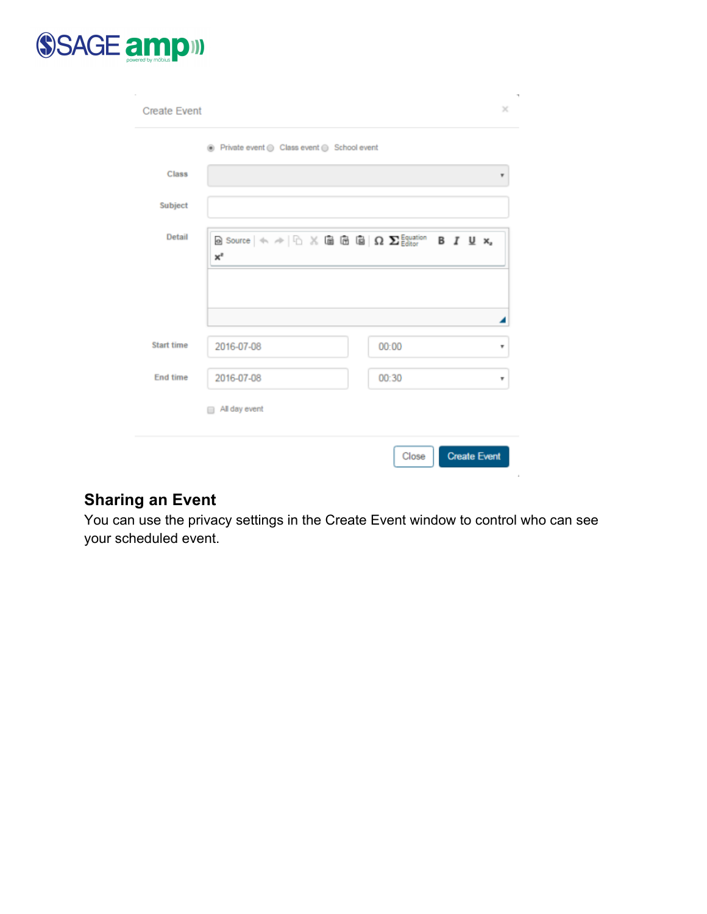Create Event

Private event Class event School event

Class

Subject

Detail

Source

Start time 2016-07-08 00:00

End time 2016-07-08 00:30

All day event

Close Create Event

## Sharing an Event

You can use the privacy settings in the Create Event window to control who can see your scheduled event.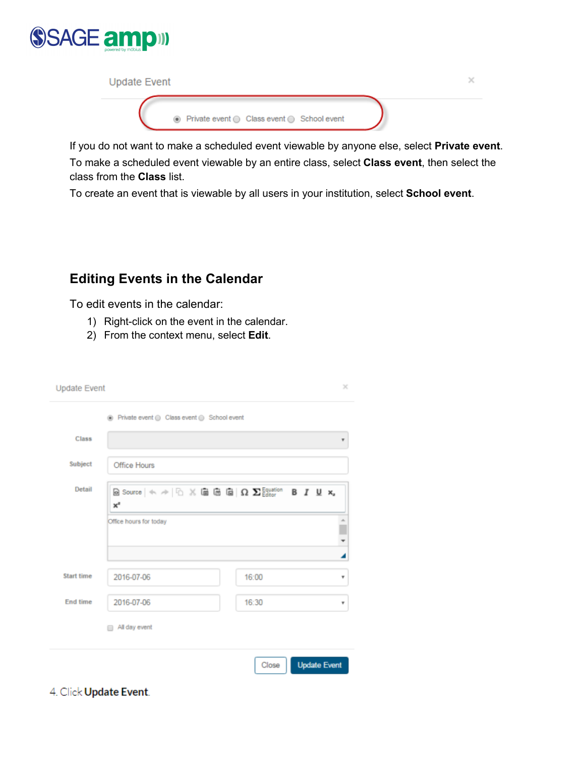If you do not want to make a scheduled event viewable by anyone else, select **Private event**.

To make a scheduled event viewable by an entire class, select **Class event**, then select the class from the **Class** list.

To create an event that is viewable by all users in your institution, select **School event**.

## Editing Events in the Calendar

To edit events in the calendar:

1) Right-click on the event in the calendar.
2) From the context menu, select **Edit**.

4. Click **Update Event**.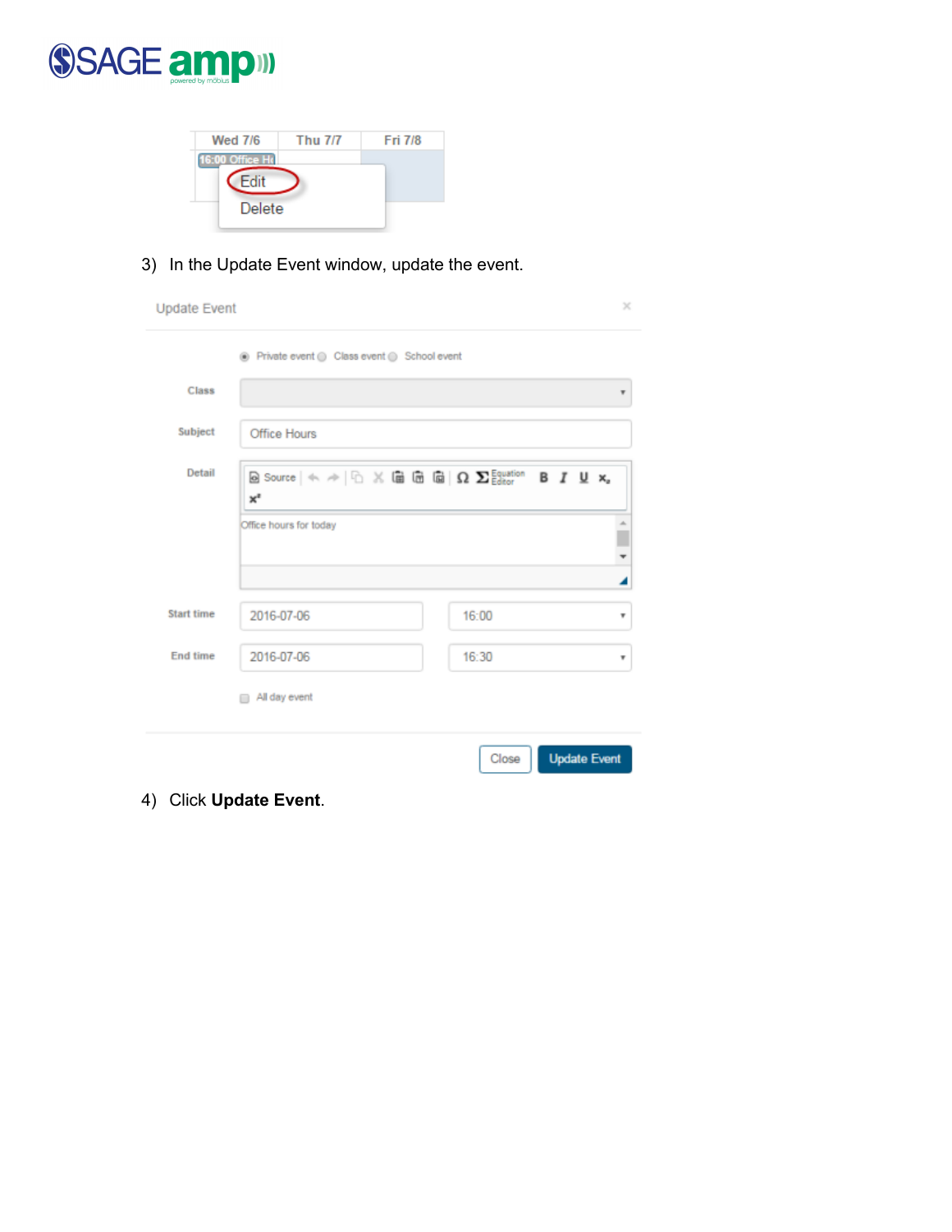3) In the Update Event window, update the event.

4) Click **Update Event**.